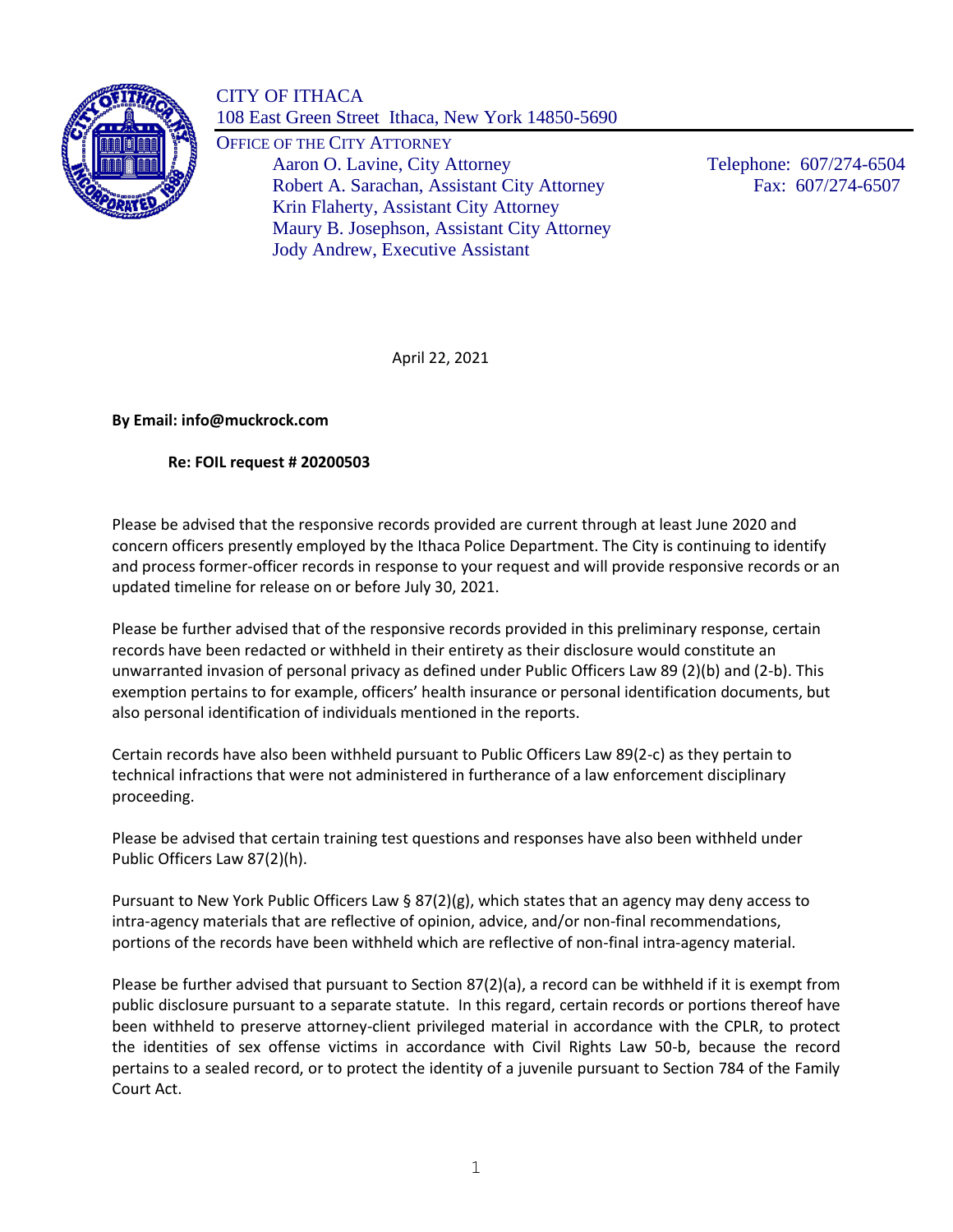CITY OF ITHACA
108 East Green Street Ithaca, New York 14850-5690

OFFICE OF THE CITY ATTORNEY

Aaron O. Lavine, City Attorney
Robert A. Sarachan, Assistant City Attorney
Krin Flaherty, Assistant City Attorney
Maury B. Josephson, Assistant City Attorney
Jody Andrew, Executive Assistant

Telephone: 607/274-6504
Fax: 607/274-6507

April 22, 2021

**By Email: info@muckrock.com**

**Re: FOIL request # 20200503**

Please be advised that the responsive records provided are current through at least June 2020 and concern officers presently employed by the Ithaca Police Department. The City is continuing to identify and process former-officer records in response to your request and will provide responsive records or an updated timeline for release on or before July 30, 2021.

Please be further advised that of the responsive records provided in this preliminary response, certain records have been redacted or withheld in their entirety as their disclosure would constitute an unwarranted invasion of personal privacy as defined under Public Officers Law 89 (2)(b) and (2-b). This exemption pertains to for example, officers' health insurance or personal identification documents, but also personal identification of individuals mentioned in the reports.

Certain records have also been withheld pursuant to Public Officers Law 89(2-c) as they pertain to technical infractions that were not administered in furtherance of a law enforcement disciplinary proceeding.

Please be advised that certain training test questions and responses have also been withheld under Public Officers Law 87(2)(h).

Pursuant to New York Public Officers Law § 87(2)(g), which states that an agency may deny access to intra-agency materials that are reflective of opinion, advice, and/or non-final recommendations, portions of the records have been withheld which are reflective of non-final intra-agency material.

Please be further advised that pursuant to Section 87(2)(a), a record can be withheld if it is exempt from public disclosure pursuant to a separate statute. In this regard, certain records or portions thereof have been withheld to preserve attorney-client privileged material in accordance with the CPLR, to protect the identities of sex offense victims in accordance with Civil Rights Law 50-b, because the record pertains to a sealed record, or to protect the identity of a juvenile pursuant to Section 784 of the Family Court Act.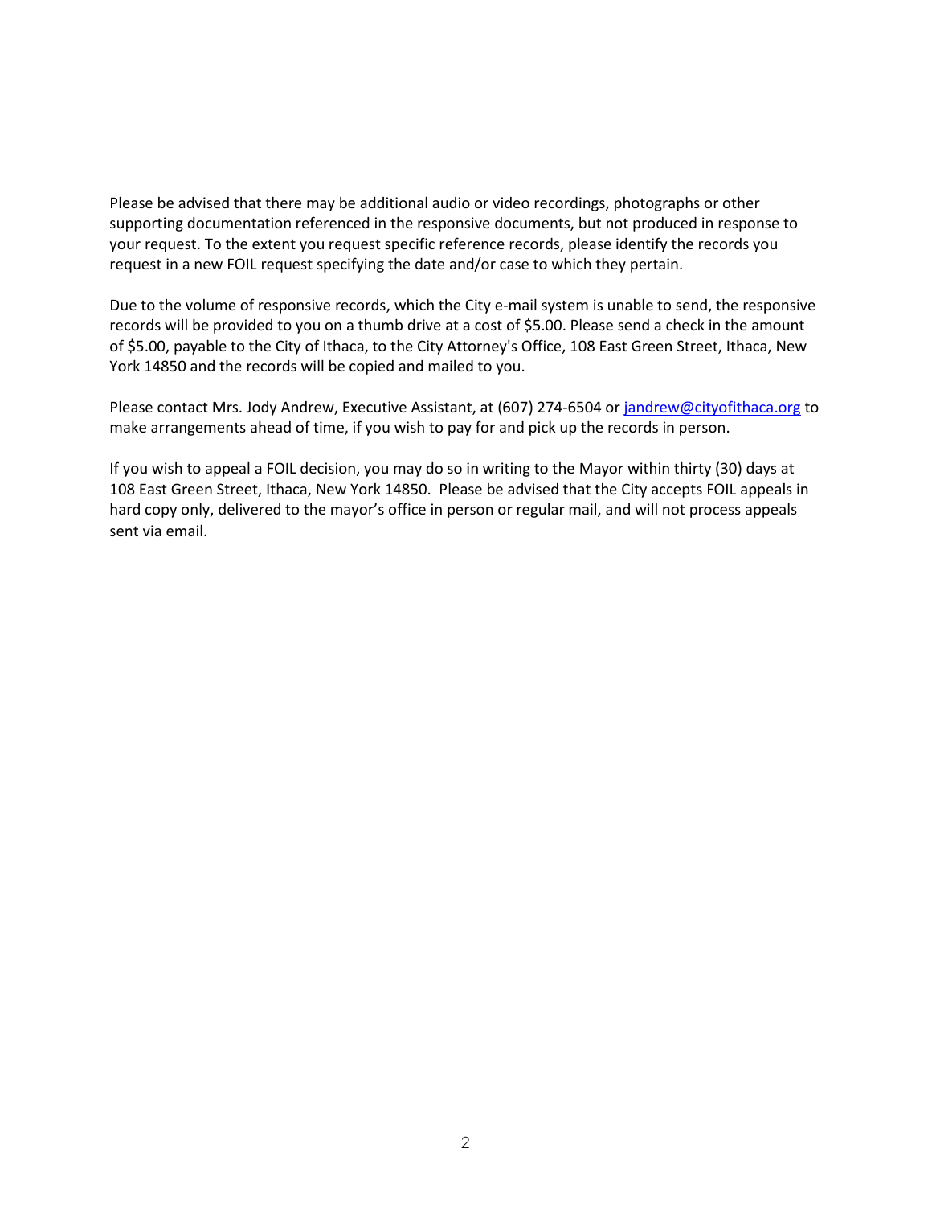Please be advised that there may be additional audio or video recordings, photographs or other supporting documentation referenced in the responsive documents, but not produced in response to your request. To the extent you request specific reference records, please identify the records you request in a new FOIL request specifying the date and/or case to which they pertain.

Due to the volume of responsive records, which the City e-mail system is unable to send, the responsive records will be provided to you on a thumb drive at a cost of $5.00. Please send a check in the amount of $5.00, payable to the City of Ithaca, to the City Attorney's Office, 108 East Green Street, Ithaca, New York 14850 and the records will be copied and mailed to you.

Please contact Mrs. Jody Andrew, Executive Assistant, at (607) 274-6504 or jandrew@cityofithaca.org to make arrangements ahead of time, if you wish to pay for and pick up the records in person.

If you wish to appeal a FOIL decision, you may do so in writing to the Mayor within thirty (30) days at 108 East Green Street, Ithaca, New York 14850. Please be advised that the City accepts FOIL appeals in hard copy only, delivered to the mayor's office in person or regular mail, and will not process appeals sent via email.